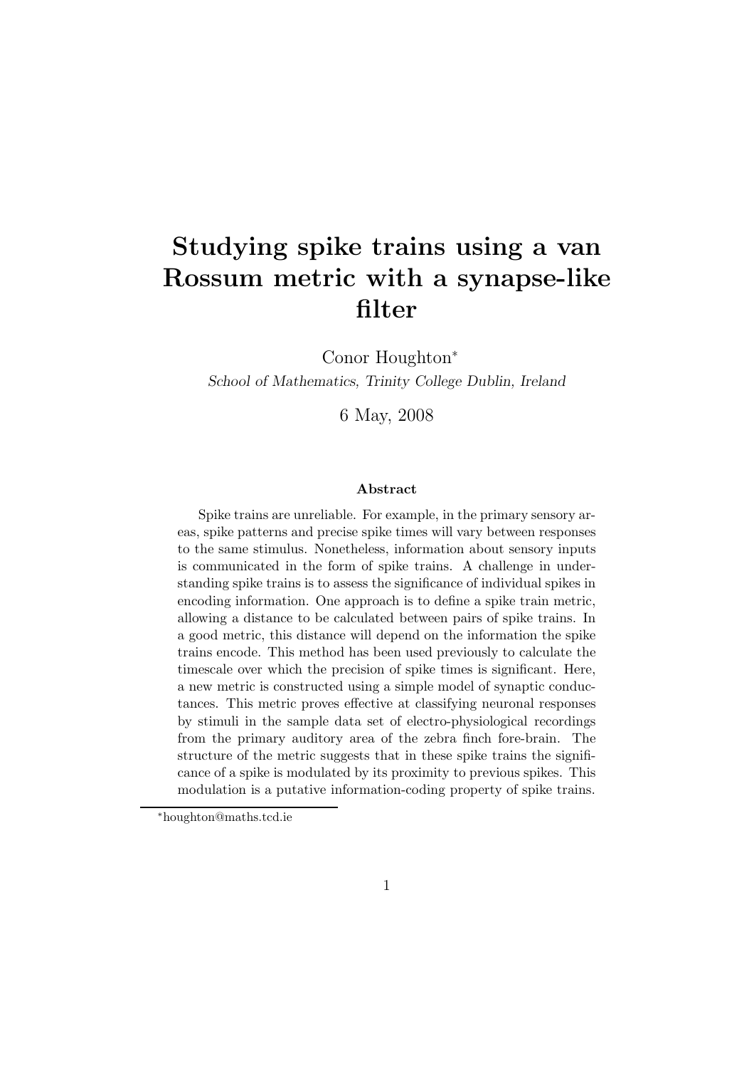# Studying spike trains using a van Rossum metric with a synapse-like filter

Conor Houghton[*]

*School of Mathematics, Trinity College Dublin, Ireland*

6 May, 2008

### Abstract

Spike trains are unreliable. For example, in the primary sensory areas, spike patterns and precise spike times will vary between responses to the same stimulus. Nonetheless, information about sensory inputs is communicated in the form of spike trains. A challenge in understanding spike trains is to assess the significance of individual spikes in encoding information. One approach is to define a spike train metric, allowing a distance to be calculated between pairs of spike trains. In a good metric, this distance will depend on the information the spike trains encode. This method has been used previously to calculate the timescale over which the precision of spike times is significant. Here, a new metric is constructed using a simple model of synaptic conductances. This metric proves effective at classifying neuronal responses by stimuli in the sample data set of electro-physiological recordings from the primary auditory area of the zebra finch fore-brain. The structure of the metric suggests that in these spike trains the significance of a spike is modulated by its proximity to previous spikes. This modulation is a putative information-coding property of spike trains.

[*] houghton@maths.tcd.ie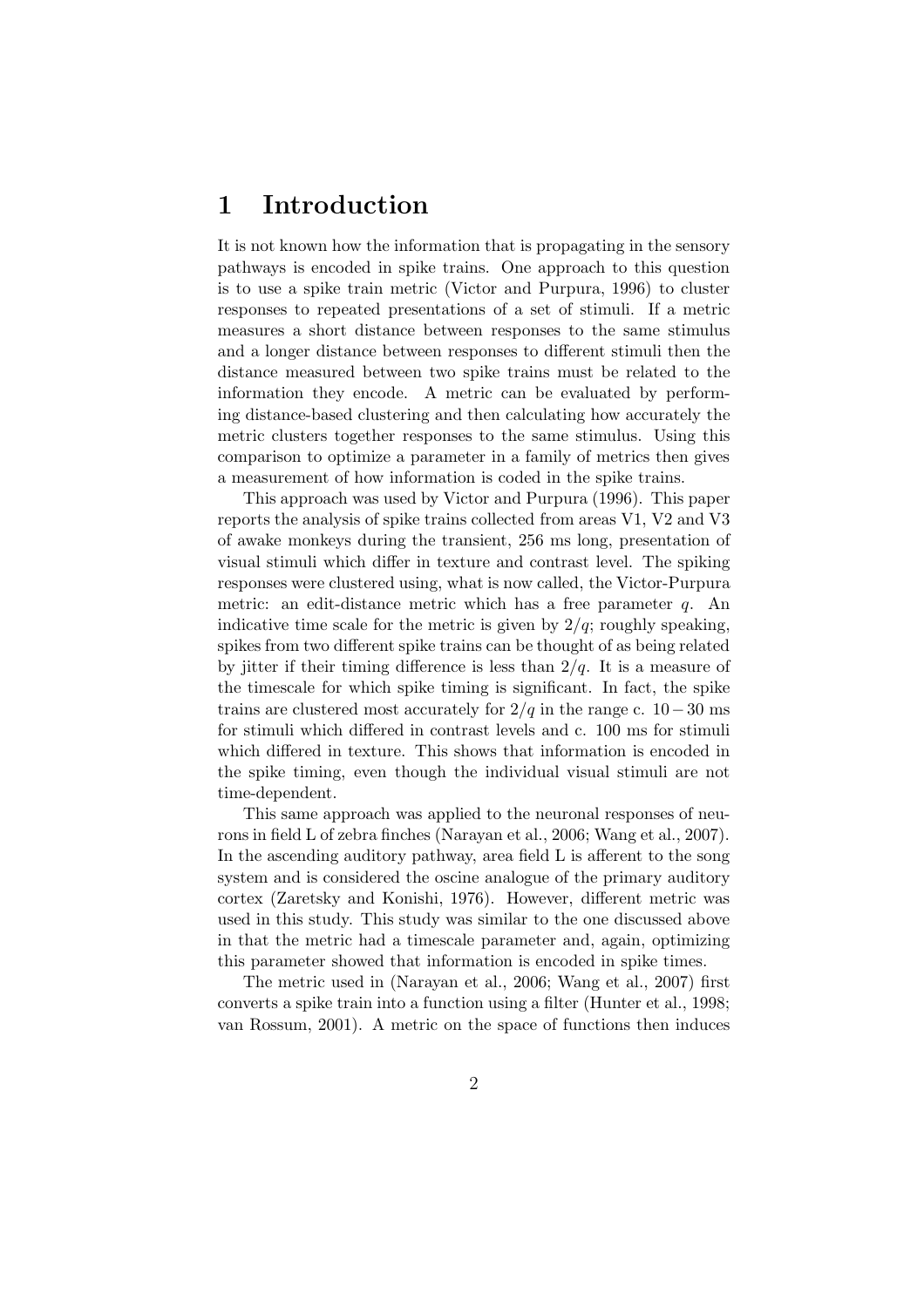# 1 Introduction

It is not known how the information that is propagating in the sensory pathways is encoded in spike trains. One approach to this question is to use a spike train metric (Victor and Purpura, 1996) to cluster responses to repeated presentations of a set of stimuli. If a metric measures a short distance between responses to the same stimulus and a longer distance between responses to different stimuli then the distance measured between two spike trains must be related to the information they encode. A metric can be evaluated by performing distance-based clustering and then calculating how accurately the metric clusters together responses to the same stimulus. Using this comparison to optimize a parameter in a family of metrics then gives a measurement of how information is coded in the spike trains.

This approach was used by Victor and Purpura (1996). This paper reports the analysis of spike trains collected from areas V1, V2 and V3 of awake monkeys during the transient, 256 ms long, presentation of visual stimuli which differ in texture and contrast level. The spiking responses were clustered using, what is now called, the Victor-Purpura metric: an edit-distance metric which has a free parameter $q$. An indicative time scale for the metric is given by $2/q$; roughly speaking, spikes from two different spike trains can be thought of as being related by jitter if their timing difference is less than $2/q$. It is a measure of the timescale for which spike timing is significant. In fact, the spike trains are clustered most accurately for $2/q$ in the range c. $10-30$ ms for stimuli which differed in contrast levels and c. 100 ms for stimuli which differed in texture. This shows that information is encoded in the spike timing, even though the individual visual stimuli are not time-dependent.

This same approach was applied to the neuronal responses of neurons in field L of zebra finches (Narayan et al., 2006; Wang et al., 2007). In the ascending auditory pathway, area field L is afferent to the song system and is considered the oscine analogue of the primary auditory cortex (Zaretsky and Konishi, 1976). However, different metric was used in this study. This study was similar to the one discussed above in that the metric had a timescale parameter and, again, optimizing this parameter showed that information is encoded in spike times.

The metric used in (Narayan et al., 2006; Wang et al., 2007) first converts a spike train into a function using a filter (Hunter et al., 1998; van Rossum, 2001). A metric on the space of functions then induces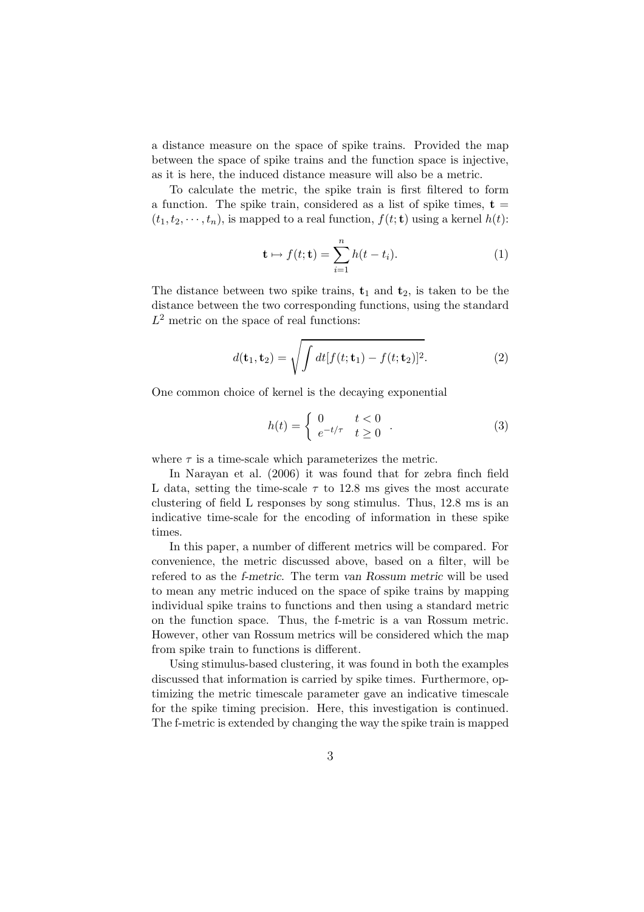a distance measure on the space of spike trains. Provided the map between the space of spike trains and the function space is injective, as it is here, the induced distance measure will also be a metric.

To calculate the metric, the spike train is first filtered to form a function. The spike train, considered as a list of spike times, $\mathbf{t} = (t_1, t_2, \cdots, t_n)$, is mapped to a real function, $f(t; \mathbf{t})$ using a kernel $h(t)$:

$$\mathbf{t} \mapsto f(t; \mathbf{t}) = \sum_{i=1}^{n} h(t - t_i). \tag{1}$$

The distance between two spike trains, $\mathbf{t}_1$ and $\mathbf{t}_2$, is taken to be the distance between the two corresponding functions, using the standard $L^2$ metric on the space of real functions:

$$d(\mathbf{t}_1, \mathbf{t}_2) = \sqrt{\int dt [f(t; \mathbf{t}_1) - f(t; \mathbf{t}_2)]^2}. \tag{2}$$

One common choice of kernel is the decaying exponential

$$h(t) = \begin{cases} 0 & t < 0 \\ e^{-t/\tau} & t \geq 0 \end{cases}. \tag{3}$$

where $\tau$ is a time-scale which parameterizes the metric.

In Narayan et al. (2006) it was found that for zebra finch field L data, setting the time-scale $\tau$ to 12.8 ms gives the most accurate clustering of field L responses by song stimulus. Thus, 12.8 ms is an indicative time-scale for the encoding of information in these spike times.

In this paper, a number of different metrics will be compared. For convenience, the metric discussed above, based on a filter, will be refered to as the *f-metric*. The term *van Rossum metric* will be used to mean any metric induced on the space of spike trains by mapping individual spike trains to functions and then using a standard metric on the function space. Thus, the f-metric is a van Rossum metric. However, other van Rossum metrics will be considered which the map from spike train to functions is different.

Using stimulus-based clustering, it was found in both the examples discussed that information is carried by spike times. Furthermore, optimizing the metric timescale parameter gave an indicative timescale for the spike timing precision. Here, this investigation is continued. The f-metric is extended by changing the way the spike train is mapped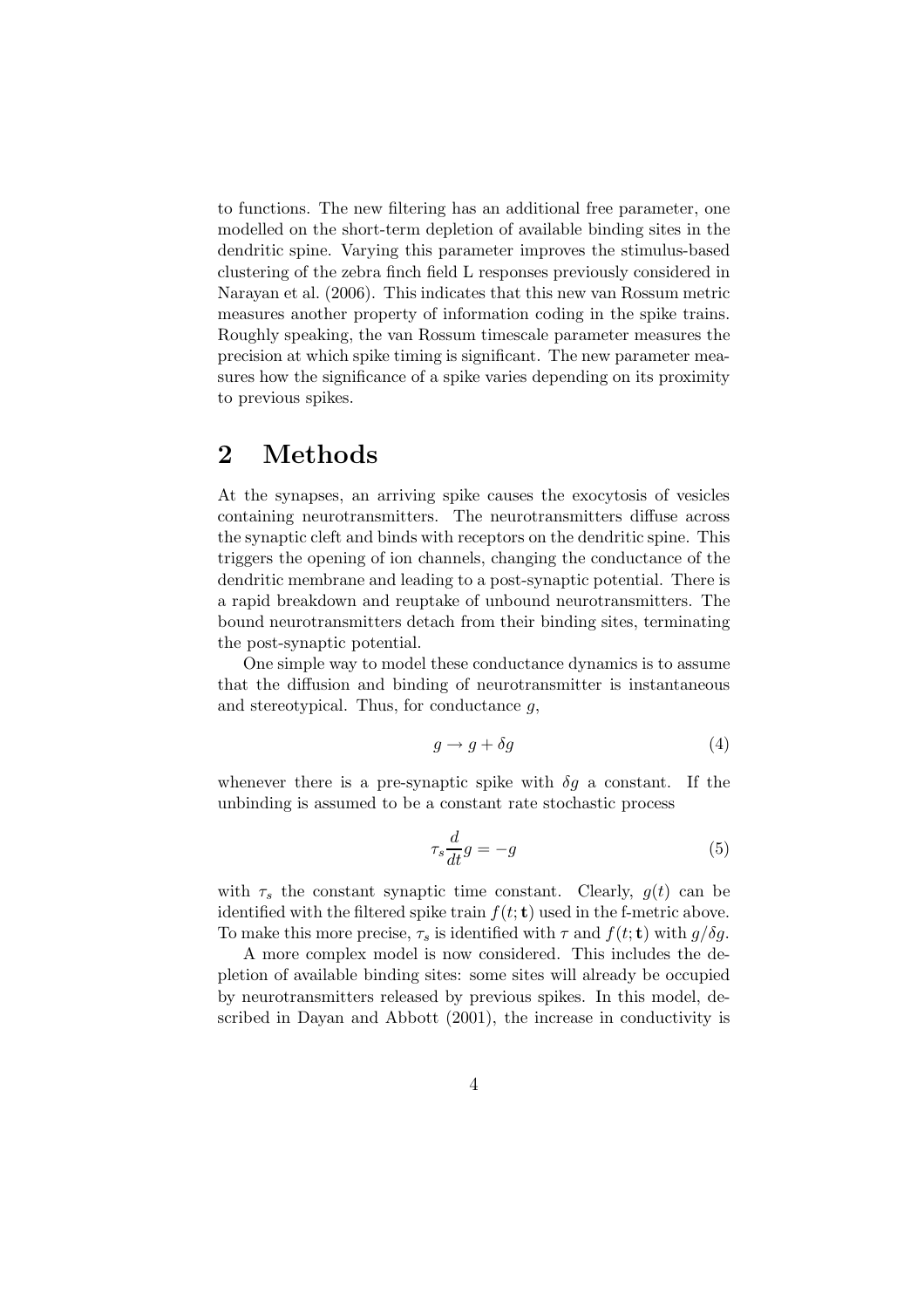to functions. The new filtering has an additional free parameter, one modelled on the short-term depletion of available binding sites in the dendritic spine. Varying this parameter improves the stimulus-based clustering of the zebra finch field L responses previously considered in Narayan et al. (2006). This indicates that this new van Rossum metric measures another property of information coding in the spike trains. Roughly speaking, the van Rossum timescale parameter measures the precision at which spike timing is significant. The new parameter measures how the significance of a spike varies depending on its proximity to previous spikes.

## 2 Methods

At the synapses, an arriving spike causes the exocytosis of vesicles containing neurotransmitters. The neurotransmitters diffuse across the synaptic cleft and binds with receptors on the dendritic spine. This triggers the opening of ion channels, changing the conductance of the dendritic membrane and leading to a post-synaptic potential. There is a rapid breakdown and reuptake of unbound neurotransmitters. The bound neurotransmitters detach from their binding sites, terminating the post-synaptic potential.

One simple way to model these conductance dynamics is to assume that the diffusion and binding of neurotransmitter is instantaneous and stereotypical. Thus, for conductance $g$,

$$g \to g + \delta g \tag{4}$$

whenever there is a pre-synaptic spike with $\delta g$ a constant. If the unbinding is assumed to be a constant rate stochastic process

$$\tau_s \frac{d}{dt} g = -g \tag{5}$$

with $\tau_s$ the constant synaptic time constant. Clearly, $g(t)$ can be identified with the filtered spike train $f(t; \mathbf{t})$ used in the f-metric above. To make this more precise, $\tau_s$ is identified with $\tau$ and $f(t; \mathbf{t})$ with $g/\delta g$.

A more complex model is now considered. This includes the depletion of available binding sites: some sites will already be occupied by neurotransmitters released by previous spikes. In this model, described in Dayan and Abbott (2001), the increase in conductivity is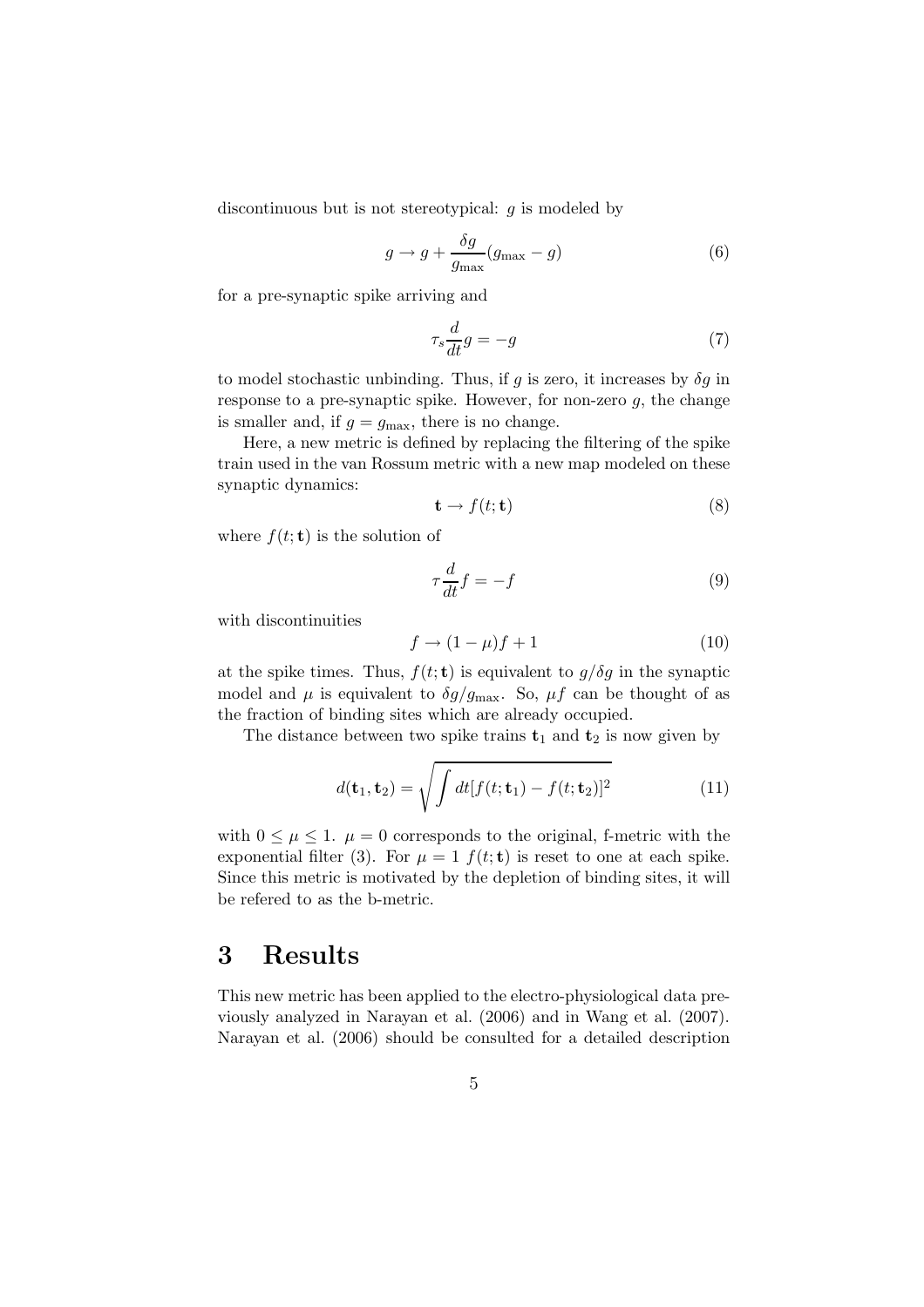discontinuous but is not stereotypical: $g$ is modeled by

$$g \to g + \frac{\delta g}{g_{\max}}(g_{\max} - g) \tag{6}$$

for a pre-synaptic spike arriving and

$$\tau_s \frac{d}{dt} g = -g \tag{7}$$

to model stochastic unbinding. Thus, if $g$ is zero, it increases by $\delta g$ in response to a pre-synaptic spike. However, for non-zero $g$, the change is smaller and, if $g = g_{\max}$, there is no change.

Here, a new metric is defined by replacing the filtering of the spike train used in the van Rossum metric with a new map modeled on these synaptic dynamics:

$$\mathbf{t} \to f(t; \mathbf{t}) \tag{8}$$

where $f(t; \mathbf{t})$ is the solution of

$$\tau \frac{d}{dt} f = -f \tag{9}$$

with discontinuities

$$f \to (1 - \mu) f + 1 \tag{10}$$

at the spike times. Thus, $f(t; \mathbf{t})$ is equivalent to $g/\delta g$ in the synaptic model and $\mu$ is equivalent to $\delta g / g_{\max}$. So, $\mu f$ can be thought of as the fraction of binding sites which are already occupied.

The distance between two spike trains $\mathbf{t}_1$ and $\mathbf{t}_2$ is now given by

$$d(\mathbf{t}_1, \mathbf{t}_2) = \sqrt{\int dt [f(t; \mathbf{t}_1) - f(t; \mathbf{t}_2)]^2} \tag{11}$$

with $0 \le \mu \le 1$. $\mu = 0$ corresponds to the original, f-metric with the exponential filter (3). For $\mu = 1$ $f(t; \mathbf{t})$ is reset to one at each spike. Since this metric is motivated by the depletion of binding sites, it will be refered to as the b-metric.

# 3 Results

This new metric has been applied to the electro-physiological data previously analyzed in Narayan et al. (2006) and in Wang et al. (2007). Narayan et al. (2006) should be consulted for a detailed description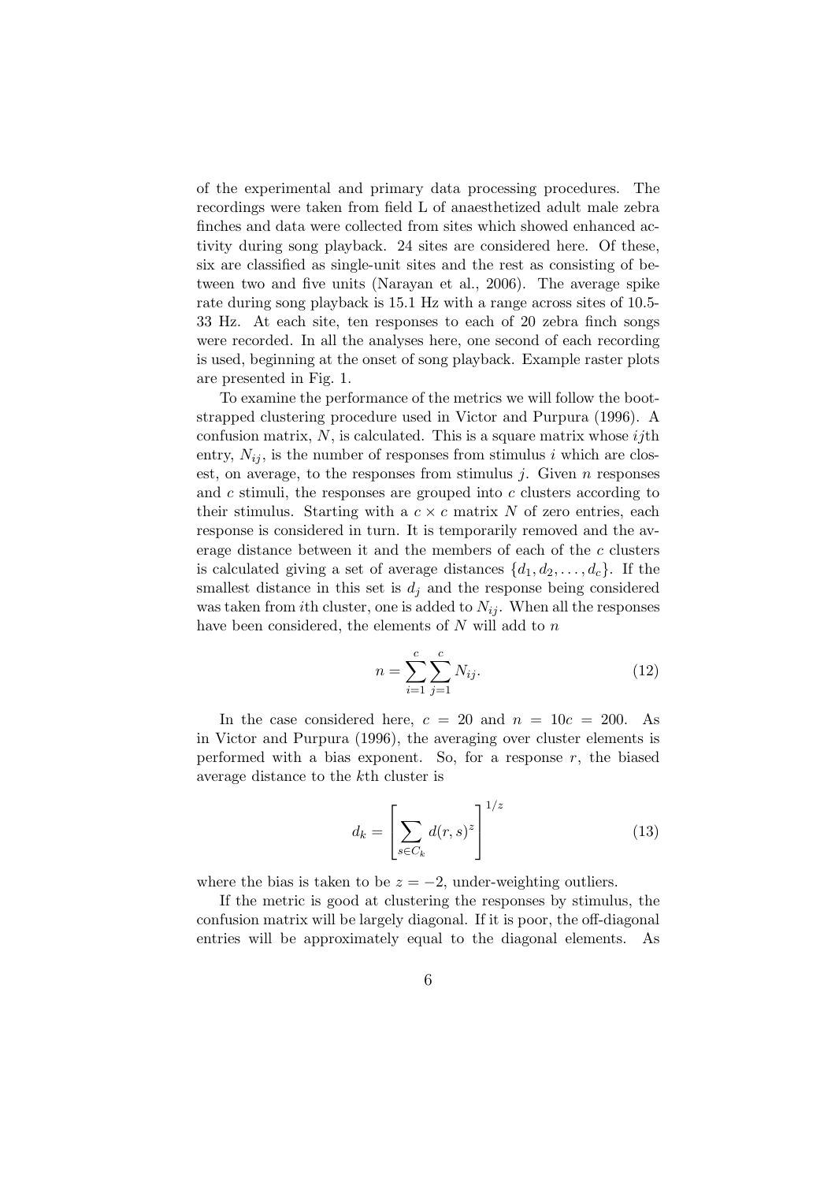of the experimental and primary data processing procedures. The recordings were taken from field L of anaesthetized adult male zebra finches and data were collected from sites which showed enhanced activity during song playback. 24 sites are considered here. Of these, six are classified as single-unit sites and the rest as consisting of between two and five units (Narayan et al., 2006). The average spike rate during song playback is 15.1 Hz with a range across sites of 10.5-33 Hz. At each site, ten responses to each of 20 zebra finch songs were recorded. In all the analyses here, one second of each recording is used, beginning at the onset of song playback. Example raster plots are presented in Fig. 1.

To examine the performance of the metrics we will follow the bootstrapped clustering procedure used in Victor and Purpura (1996). A confusion matrix, $N$, is calculated. This is a square matrix whose $ij$th entry, $N_{ij}$, is the number of responses from stimulus $i$ which are closest, on average, to the responses from stimulus $j$. Given $n$ responses and $c$ stimuli, the responses are grouped into $c$ clusters according to their stimulus. Starting with a $c \times c$ matrix $N$ of zero entries, each response is considered in turn. It is temporarily removed and the average distance between it and the members of each of the $c$ clusters is calculated giving a set of average distances $\{d_1, d_2, \ldots, d_c\}$. If the smallest distance in this set is $d_j$ and the response being considered was taken from $i$th cluster, one is added to $N_{ij}$. When all the responses have been considered, the elements of $N$ will add to $n$

$$n = \sum_{i=1}^{c} \sum_{j=1}^{c} N_{ij}. \tag{12}$$

In the case considered here, $c = 20$ and $n = 10c = 200$. As in Victor and Purpura (1996), the averaging over cluster elements is performed with a bias exponent. So, for a response $r$, the biased average distance to the $k$th cluster is

$$d_k = \left[ \sum_{s \in C_k} d(r,s)^z \right]^{1/z} \tag{13}$$

where the bias is taken to be $z = -2$, under-weighting outliers.

If the metric is good at clustering the responses by stimulus, the confusion matrix will be largely diagonal. If it is poor, the off-diagonal entries will be approximately equal to the diagonal elements. As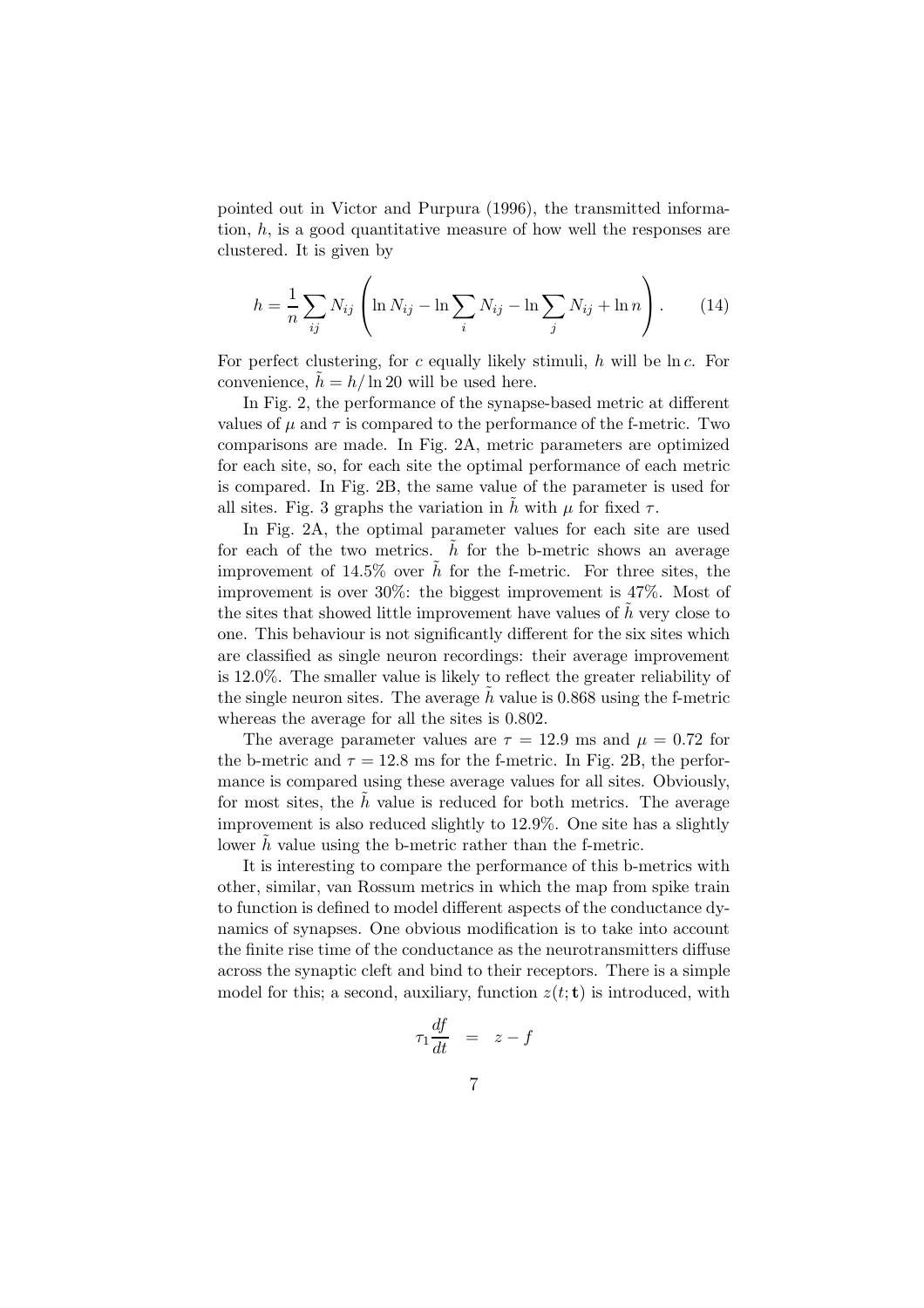pointed out in Victor and Purpura (1996), the transmitted information, $h$, is a good quantitative measure of how well the responses are clustered. It is given by

$$h = \frac{1}{n} \sum_{ij} N_{ij} \left( \ln N_{ij} - \ln \sum_{i} N_{ij} - \ln \sum_{j} N_{ij} + \ln n \right). \tag{14}$$

For perfect clustering, for $c$ equally likely stimuli, $h$ will be $\ln c$. For convenience, $\tilde{h} = h / \ln 20$ will be used here.

In Fig. 2, the performance of the synapse-based metric at different values of $\mu$ and $\tau$ is compared to the performance of the f-metric. Two comparisons are made. In Fig. 2A, metric parameters are optimized for each site, so, for each site the optimal performance of each metric is compared. In Fig. 2B, the same value of the parameter is used for all sites. Fig. 3 graphs the variation in $\tilde{h}$ with $\mu$ for fixed $\tau$.

In Fig. 2A, the optimal parameter values for each site are used for each of the two metrics. $\tilde{h}$ for the b-metric shows an average improvement of 14.5% over $\tilde{h}$ for the f-metric. For three sites, the improvement is over 30%: the biggest improvement is 47%. Most of the sites that showed little improvement have values of $\tilde{h}$ very close to one. This behaviour is not significantly different for the six sites which are classified as single neuron recordings: their average improvement is 12.0%. The smaller value is likely to reflect the greater reliability of the single neuron sites. The average $\tilde{h}$ value is 0.868 using the f-metric whereas the average for all the sites is 0.802.

The average parameter values are $\tau = 12.9$ ms and $\mu = 0.72$ for the b-metric and $\tau = 12.8$ ms for the f-metric. In Fig. 2B, the performance is compared using these average values for all sites. Obviously, for most sites, the $\tilde{h}$ value is reduced for both metrics. The average improvement is also reduced slightly to 12.9%. One site has a slightly lower $\tilde{h}$ value using the b-metric rather than the f-metric.

It is interesting to compare the performance of this b-metrics with other, similar, van Rossum metrics in which the map from spike train to function is defined to model different aspects of the conductance dynamics of synapses. One obvious modification is to take into account the finite rise time of the conductance as the neurotransmitters diffuse across the synaptic cleft and bind to their receptors. There is a simple model for this; a second, auxiliary, function $z(t; \mathbf{t})$ is introduced, with

$$\tau_1 \frac{df}{dt} = z - f$$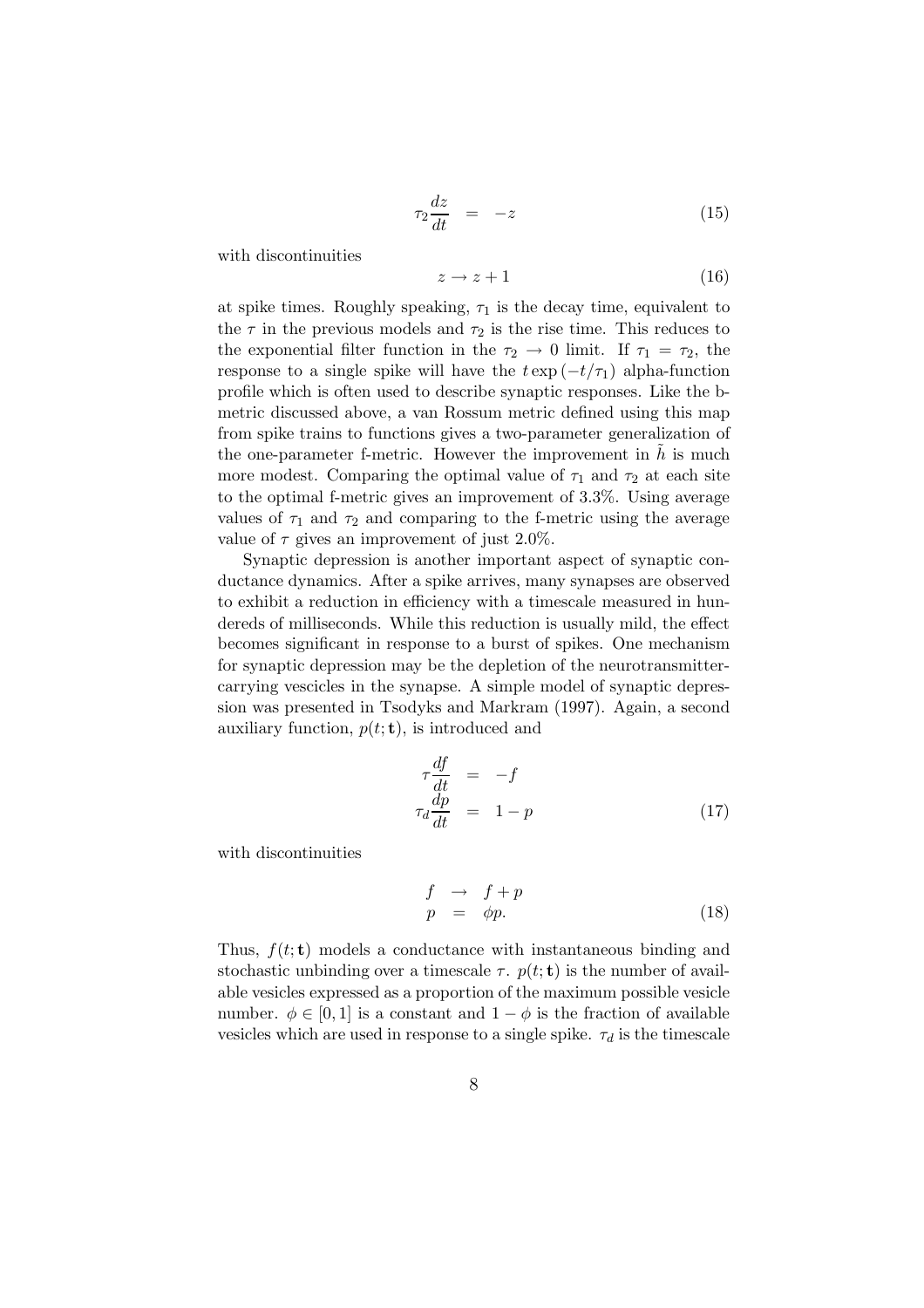$$\tau_2 \frac{dz}{dt} = -z \tag{15}$$

with discontinuities

$$z \to z + 1 \tag{16}$$

at spike times. Roughly speaking, $\tau_1$ is the decay time, equivalent to the $\tau$ in the previous models and $\tau_2$ is the rise time. This reduces to the exponential filter function in the $\tau_2 \to 0$ limit. If $\tau_1 = \tau_2$, the response to a single spike will have the $t \exp(-t/\tau_1)$ alpha-function profile which is often used to describe synaptic responses. Like the b-metric discussed above, a van Rossum metric defined using this map from spike trains to functions gives a two-parameter generalization of the one-parameter f-metric. However the improvement in $\tilde{h}$ is much more modest. Comparing the optimal value of $\tau_1$ and $\tau_2$ at each site to the optimal f-metric gives an improvement of 3.3%. Using average values of $\tau_1$ and $\tau_2$ and comparing to the f-metric using the average value of $\tau$ gives an improvement of just 2.0%.

Synaptic depression is another important aspect of synaptic conductance dynamics. After a spike arrives, many synapses are observed to exhibit a reduction in efficiency with a timescale measured in hundereds of milliseconds. While this reduction is usually mild, the effect becomes significant in response to a burst of spikes. One mechanism for synaptic depression may be the depletion of the neurotransmitter-carrying vescicles in the synapse. A simple model of synaptic depression was presented in Tsodyks and Markram (1997). Again, a second auxiliary function, $p(t; \mathbf{t})$, is introduced and

$$\begin{aligned} \tau \frac{df}{dt} &= -f \\ \tau_d \frac{dp}{dt} &= 1 - p \end{aligned} \tag{17}$$

with discontinuities

$$\begin{aligned} f &\to f + p \\ p &= \phi p. \end{aligned} \tag{18}$$

Thus, $f(t; \mathbf{t})$ models a conductance with instantaneous binding and stochastic unbinding over a timescale $\tau$. $p(t; \mathbf{t})$ is the number of available vesicles expressed as a proportion of the maximum possible vesicle number. $\phi \in [0, 1]$ is a constant and $1 - \phi$ is the fraction of available vesicles which are used in response to a single spike. $\tau_d$ is the timescale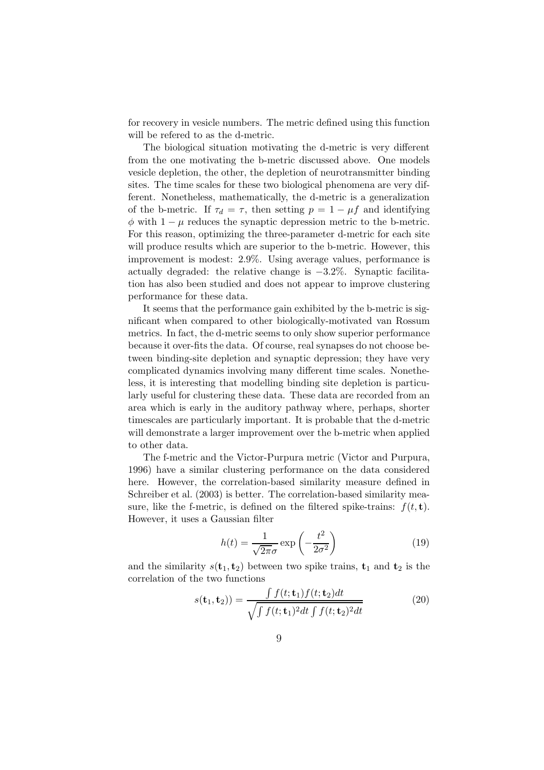for recovery in vesicle numbers. The metric defined using this function will be refered to as the d-metric.

The biological situation motivating the d-metric is very different from the one motivating the b-metric discussed above. One models vesicle depletion, the other, the depletion of neurotransmitter binding sites. The time scales for these two biological phenomena are very different. Nonetheless, mathematically, the d-metric is a generalization of the b-metric. If $\tau_d = \tau$, then setting $p = 1 - \mu f$ and identifying $\phi$ with $1 - \mu$ reduces the synaptic depression metric to the b-metric. For this reason, optimizing the three-parameter d-metric for each site will produce results which are superior to the b-metric. However, this improvement is modest: 2.9%. Using average values, performance is actually degraded: the relative change is $-3.2\%$. Synaptic facilitation has also been studied and does not appear to improve clustering performance for these data.

It seems that the performance gain exhibited by the b-metric is significant when compared to other biologically-motivated van Rossum metrics. In fact, the d-metric seems to only show superior performance because it over-fits the data. Of course, real synapses do not choose between binding-site depletion and synaptic depression; they have very complicated dynamics involving many different time scales. Nonetheless, it is interesting that modelling binding site depletion is particularly useful for clustering these data. These data are recorded from an area which is early in the auditory pathway where, perhaps, shorter timescales are particularly important. It is probable that the d-metric will demonstrate a larger improvement over the b-metric when applied to other data.

The f-metric and the Victor-Purpura metric (Victor and Purpura, 1996) have a similar clustering performance on the data considered here. However, the correlation-based similarity measure defined in Schreiber et al. (2003) is better. The correlation-based similarity measure, like the f-metric, is defined on the filtered spike-trains: $f(t, \mathbf{t})$. However, it uses a Gaussian filter

$$h(t) = \frac{1}{\sqrt{2\pi}\sigma} \exp\left(-\frac{t^2}{2\sigma^2}\right) \tag{19}$$

and the similarity $s(\mathbf{t}_1, \mathbf{t}_2)$ between two spike trains, $\mathbf{t}_1$ and $\mathbf{t}_2$ is the correlation of the two functions

$$s(\mathbf{t}_1, \mathbf{t}_2)) = \frac{\int f(t; \mathbf{t}_1) f(t; \mathbf{t}_2) dt}{\sqrt{\int f(t; \mathbf{t}_1)^2 dt \int f(t; \mathbf{t}_2)^2 dt}} \tag{20}$$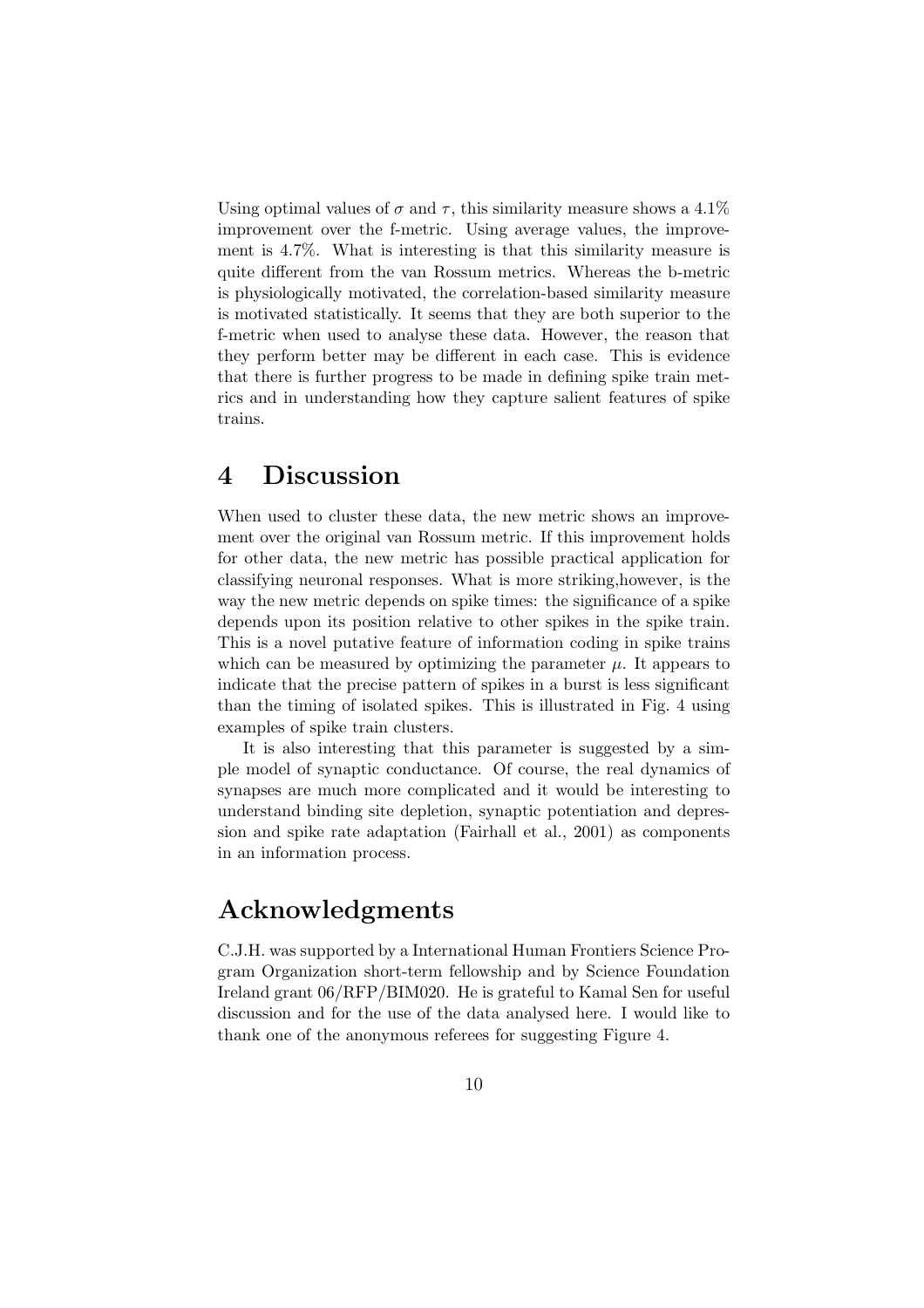Using optimal values of $\sigma$ and $\tau$, this similarity measure shows a 4.1% improvement over the f-metric. Using average values, the improvement is 4.7%. What is interesting is that this similarity measure is quite different from the van Rossum metrics. Whereas the b-metric is physiologically motivated, the correlation-based similarity measure is motivated statistically. It seems that they are both superior to the f-metric when used to analyse these data. However, the reason that they perform better may be different in each case. This is evidence that there is further progress to be made in defining spike train metrics and in understanding how they capture salient features of spike trains.

# 4 Discussion

When used to cluster these data, the new metric shows an improvement over the original van Rossum metric. If this improvement holds for other data, the new metric has possible practical application for classifying neuronal responses. What is more striking,however, is the way the new metric depends on spike times: the significance of a spike depends upon its position relative to other spikes in the spike train. This is a novel putative feature of information coding in spike trains which can be measured by optimizing the parameter $\mu$. It appears to indicate that the precise pattern of spikes in a burst is less significant than the timing of isolated spikes. This is illustrated in Fig. 4 using examples of spike train clusters.

It is also interesting that this parameter is suggested by a simple model of synaptic conductance. Of course, the real dynamics of synapses are much more complicated and it would be interesting to understand binding site depletion, synaptic potentiation and depression and spike rate adaptation (Fairhall et al., 2001) as components in an information process.

# Acknowledgments

C.J.H. was supported by a International Human Frontiers Science Program Organization short-term fellowship and by Science Foundation Ireland grant 06/RFP/BIM020. He is grateful to Kamal Sen for useful discussion and for the use of the data analysed here. I would like to thank one of the anonymous referees for suggesting Figure 4.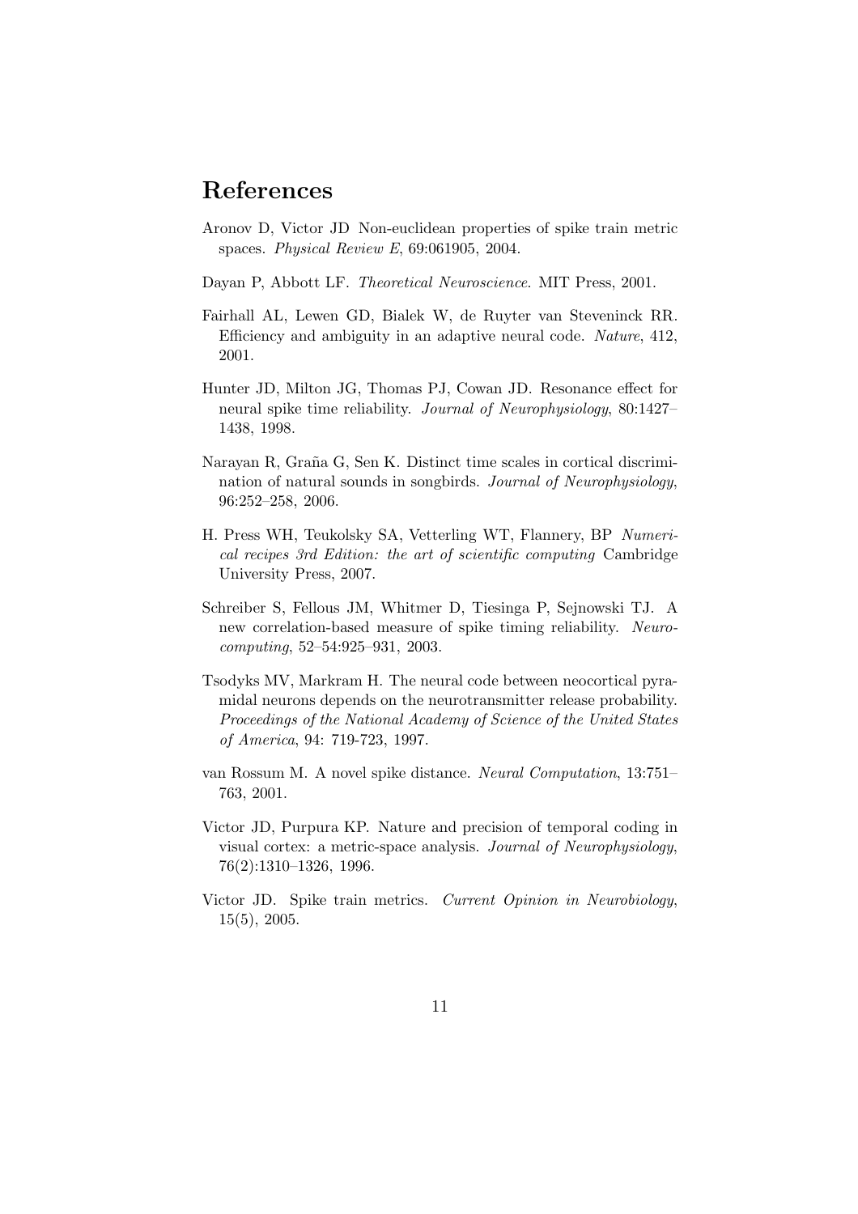# References

Aronov D, Victor JD Non-euclidean properties of spike train metric spaces. *Physical Review E*, 69:061905, 2004.

Dayan P, Abbott LF. *Theoretical Neuroscience*. MIT Press, 2001.

Fairhall AL, Lewen GD, Bialek W, de Ruyter van Steveninck RR. Efficiency and ambiguity in an adaptive neural code. *Nature*, 412, 2001.

Hunter JD, Milton JG, Thomas PJ, Cowan JD. Resonance effect for neural spike time reliability. *Journal of Neurophysiology*, 80:1427–1438, 1998.

Narayan R, Graña G, Sen K. Distinct time scales in cortical discrimination of natural sounds in songbirds. *Journal of Neurophysiology*, 96:252–258, 2006.

H. Press WH, Teukolsky SA, Vetterling WT, Flannery, BP *Numerical recipes 3rd Edition: the art of scientific computing* Cambridge University Press, 2007.

Schreiber S, Fellous JM, Whitmer D, Tiesinga P, Sejnowski TJ. A new correlation-based measure of spike timing reliability. *Neurocomputing*, 52–54:925–931, 2003.

Tsodyks MV, Markram H. The neural code between neocortical pyramidal neurons depends on the neurotransmitter release probability. *Proceedings of the National Academy of Science of the United States of America*, 94: 719-723, 1997.

van Rossum M. A novel spike distance. *Neural Computation*, 13:751–763, 2001.

Victor JD, Purpura KP. Nature and precision of temporal coding in visual cortex: a metric-space analysis. *Journal of Neurophysiology*, 76(2):1310–1326, 1996.

Victor JD. Spike train metrics. *Current Opinion in Neurobiology*, 15(5), 2005.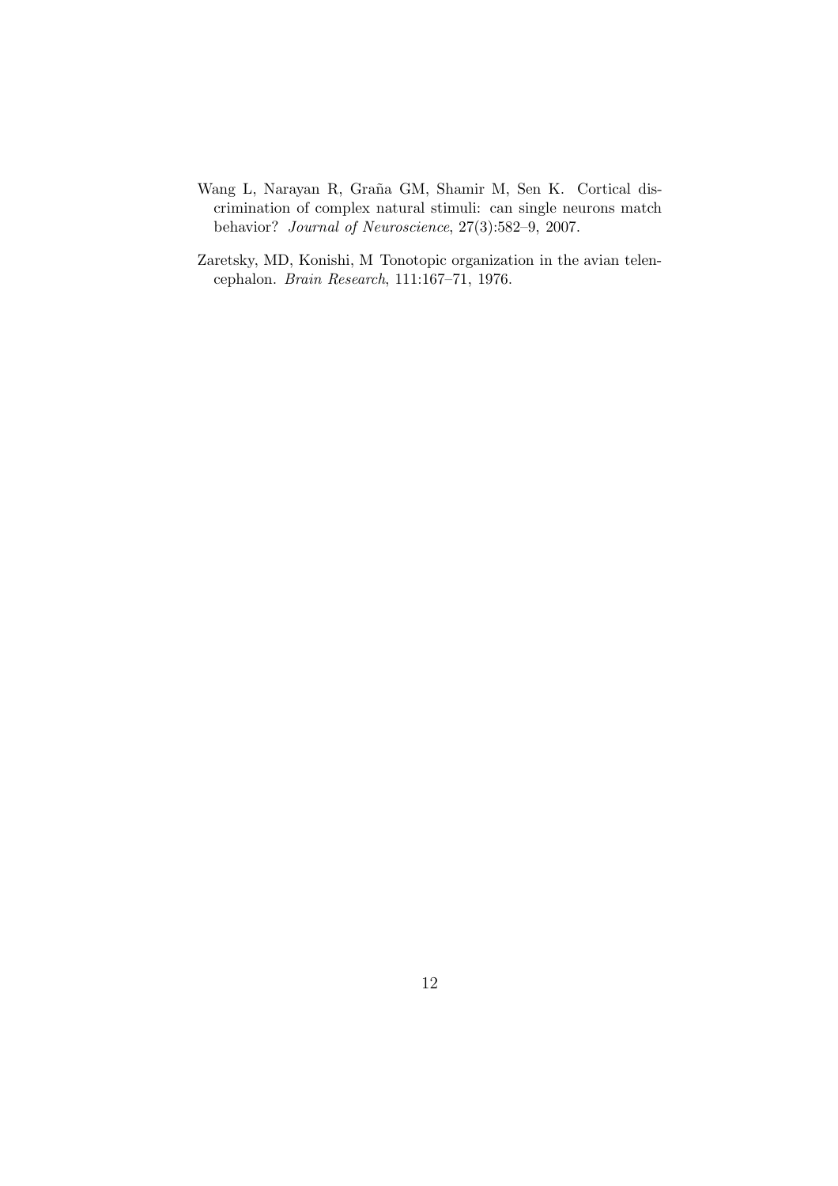Wang L, Narayan R, Graña GM, Shamir M, Sen K. Cortical discrimination of complex natural stimuli: can single neurons match behavior? *Journal of Neuroscience*, 27(3):582–9, 2007.

Zaretsky, MD, Konishi, M Tonotopic organization in the avian telencephalon. *Brain Research*, 111:167–71, 1976.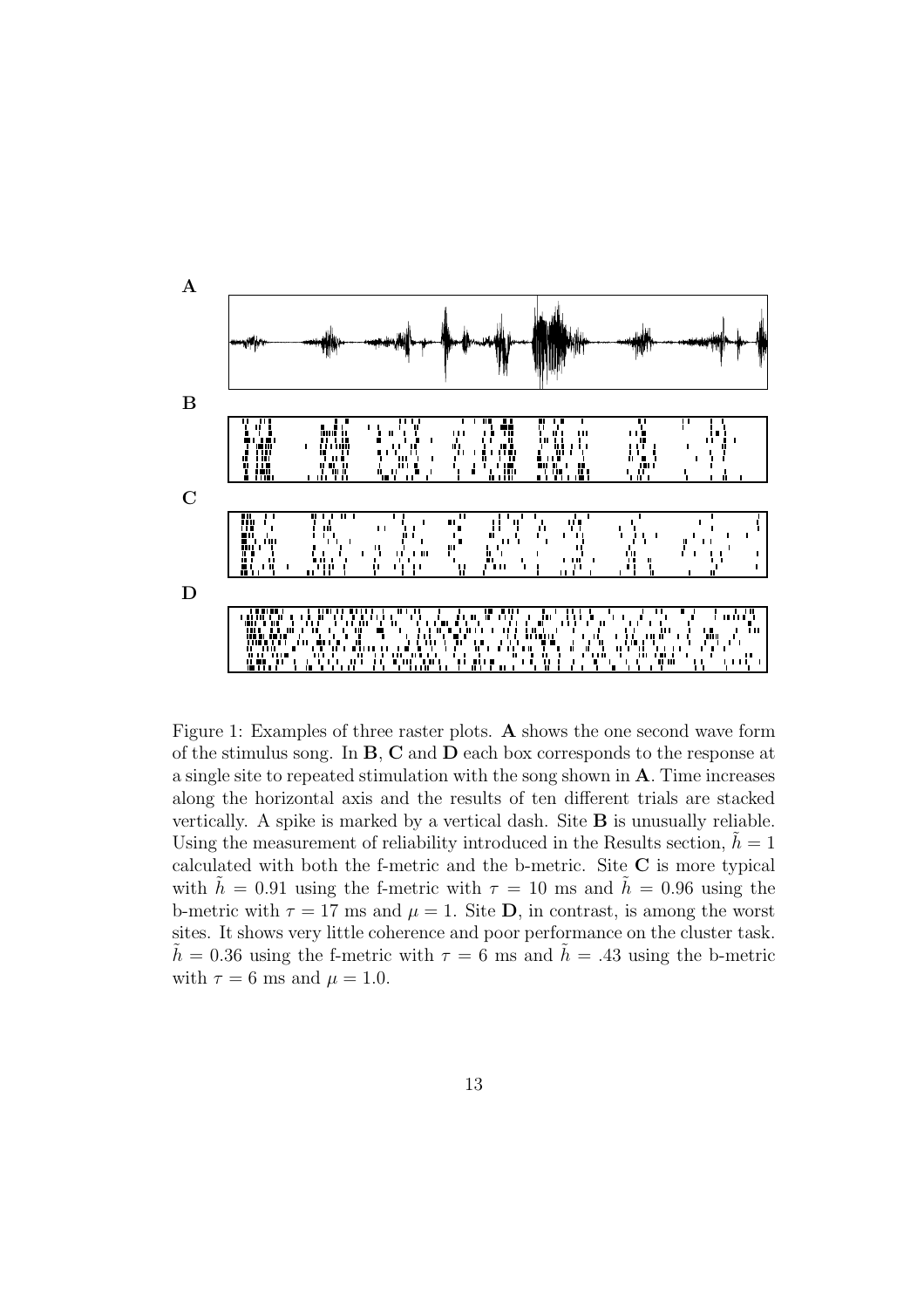Figure 1: Examples of three raster plots. **A** shows the one second wave form of the stimulus song. In **B**, **C** and **D** each box corresponds to the response at a single site to repeated stimulation with the song shown in **A**. Time increases along the horizontal axis and the results of ten different trials are stacked vertically. A spike is marked by a vertical dash. Site **B** is unusually reliable. Using the measurement of reliability introduced in the Results section, $\tilde{h} = 1$ calculated with both the f-metric and the b-metric. Site **C** is more typical with $\tilde{h} = 0.91$ using the f-metric with $\tau = 10$ ms and $\tilde{h} = 0.96$ using the b-metric with $\tau = 17$ ms and $\mu = 1$. Site **D**, in contrast, is among the worst sites. It shows very little coherence and poor performance on the cluster task. $\tilde{h} = 0.36$ using the f-metric with $\tau = 6$ ms and $\tilde{h} = .43$ using the b-metric with $\tau = 6$ ms and $\mu = 1.0$.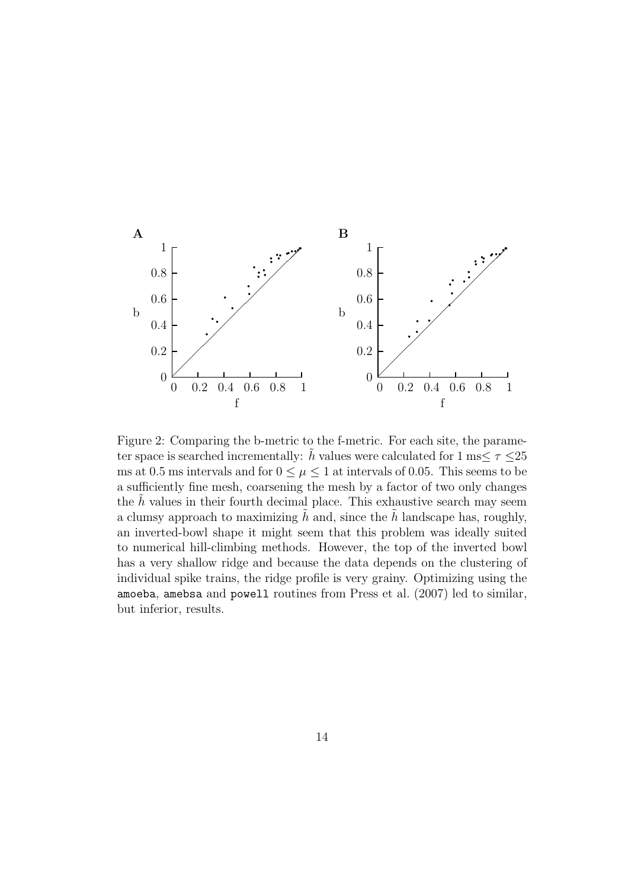Figure 2: Comparing the b-metric to the f-metric. For each site, the parameter space is searched incrementally: $\tilde{h}$ values were calculated for 1 ms$\leq \tau \leq$25 ms at 0.5 ms intervals and for $0 \leq \mu \leq 1$ at intervals of 0.05. This seems to be a sufficiently fine mesh, coarsening the mesh by a factor of two only changes the $\tilde{h}$ values in their fourth decimal place. This exhaustive search may seem a clumsy approach to maximizing $\tilde{h}$ and, since the $\tilde{h}$ landscape has, roughly, an inverted-bowl shape it might seem that this problem was ideally suited to numerical hill-climbing methods. However, the top of the inverted bowl has a very shallow ridge and because the data depends on the clustering of individual spike trains, the ridge profile is very grainy. Optimizing using the `amoeba`, `amebsa` and `powell` routines from Press et al. (2007) led to similar, but inferior, results.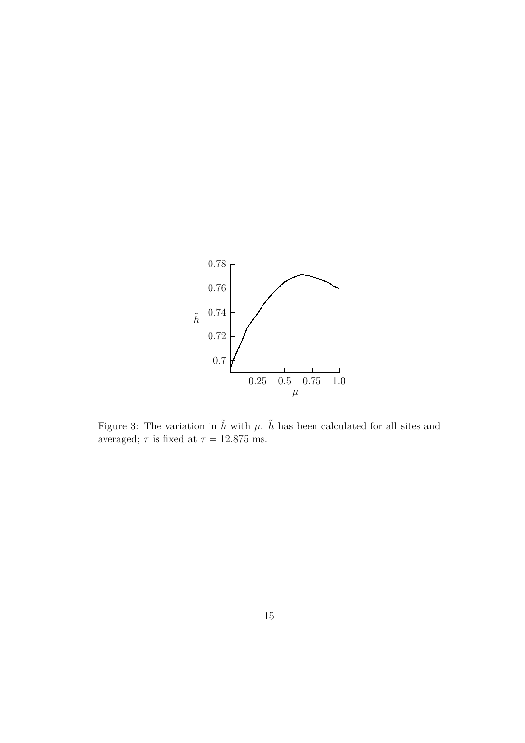Figure 3: The variation in $\tilde{h}$ with $\mu$. $\tilde{h}$ has been calculated for all sites and averaged; $\tau$ is fixed at $\tau = 12.875$ ms.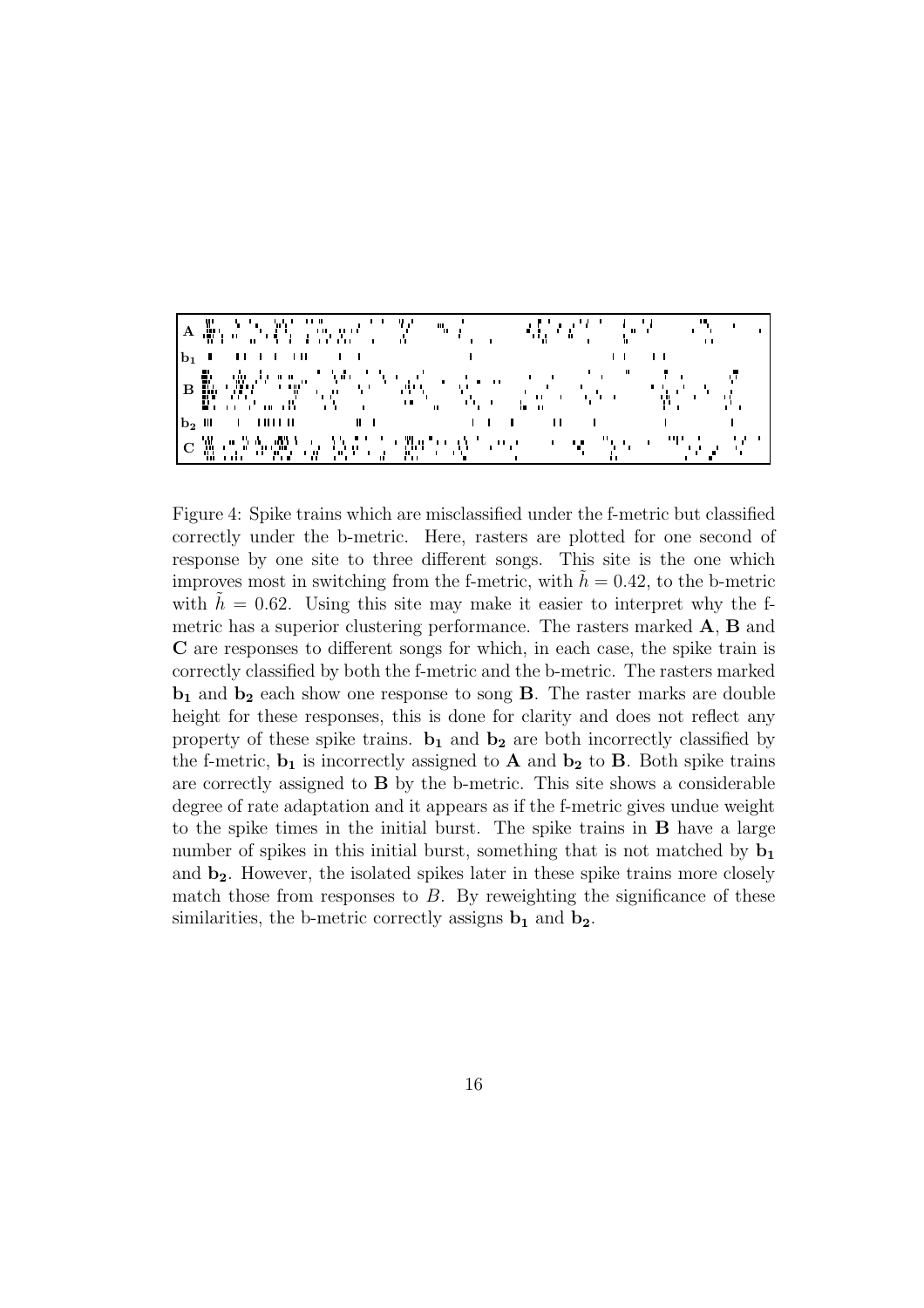A

$\mathbf{b_1}$

B

$\mathbf{b_2}$

C

Figure 4: Spike trains which are misclassified under the f-metric but classified correctly under the b-metric. Here, rasters are plotted for one second of response by one site to three different songs. This site is the one which improves most in switching from the f-metric, with $\tilde{h} = 0.42$, to the b-metric with $\tilde{h} = 0.62$. Using this site may make it easier to interpret why the f-metric has a superior clustering performance. The rasters marked **A**, **B** and **C** are responses to different songs for which, in each case, the spike train is correctly classified by both the f-metric and the b-metric. The rasters marked $\mathbf{b_1}$ and $\mathbf{b_2}$ each show one response to song **B**. The raster marks are double height for these responses, this is done for clarity and does not reflect any property of these spike trains. $\mathbf{b_1}$ and $\mathbf{b_2}$ are both incorrectly classified by the f-metric, $\mathbf{b_1}$ is incorrectly assigned to **A** and $\mathbf{b_2}$ to **B**. Both spike trains are correctly assigned to **B** by the b-metric. This site shows a considerable degree of rate adaptation and it appears as if the f-metric gives undue weight to the spike times in the initial burst. The spike trains in **B** have a large number of spikes in this initial burst, something that is not matched by $\mathbf{b_1}$ and $\mathbf{b_2}$. However, the isolated spikes later in these spike trains more closely match those from responses to $B$. By reweighting the significance of these similarities, the b-metric correctly assigns $\mathbf{b_1}$ and $\mathbf{b_2}$.